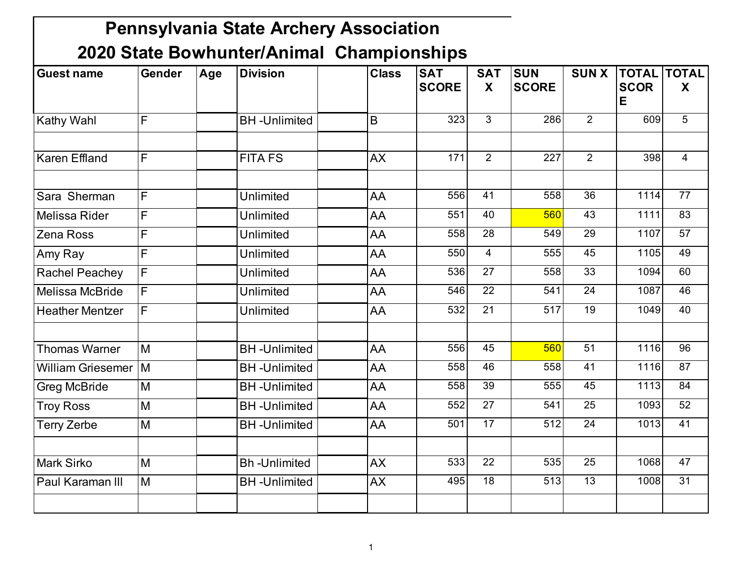# Pennsylvania State Archery Association

## 2020 State Bowhunter/Animal Championships

| Guest name | Gender | Age | Division | | Class | SAT SCORE | SAT X | SUN SCORE | SUN X | TOTAL SCORE | TOTAL X |
|---|---|---|---|---|---|---|---|---|---|---|---|
| Kathy Wahl | F | | BH -Unlimited | | B | 323 | 3 | 286 | 2 | 609 | 5 |
| | | | | | | | | | | | |
| Karen Effland | F | | FITA FS | | AX | 171 | 2 | 227 | 2 | 398 | 4 |
| | | | | | | | | | | | |
| Sara Sherman | F | | Unlimited | | AA | 556 | 41 | 558 | 36 | 1114 | 77 |
| Melissa Rider | F | | Unlimited | | AA | 551 | 40 | 560 | 43 | 1111 | 83 |
| Zena Ross | F | | Unlimited | | AA | 558 | 28 | 549 | 29 | 1107 | 57 |
| Amy Ray | F | | Unlimited | | AA | 550 | 4 | 555 | 45 | 1105 | 49 |
| Rachel Peachey | F | | Unlimited | | AA | 536 | 27 | 558 | 33 | 1094 | 60 |
| Melissa McBride | F | | Unlimited | | AA | 546 | 22 | 541 | 24 | 1087 | 46 |
| Heather Mentzer | F | | Unlimited | | AA | 532 | 21 | 517 | 19 | 1049 | 40 |
| | | | | | | | | | | | |
| Thomas Warner | M | | BH -Unlimited | | AA | 556 | 45 | 560 | 51 | 1116 | 96 |
| William Griesemer | M | | BH -Unlimited | | AA | 558 | 46 | 558 | 41 | 1116 | 87 |
| Greg McBride | M | | BH -Unlimited | | AA | 558 | 39 | 555 | 45 | 1113 | 84 |
| Troy Ross | M | | BH -Unlimited | | AA | 552 | 27 | 541 | 25 | 1093 | 52 |
| Terry Zerbe | M | | BH -Unlimited | | AA | 501 | 17 | 512 | 24 | 1013 | 41 |
| | | | | | | | | | | | |
| Mark Sirko | M | | Bh -Unlimited | | AX | 533 | 22 | 535 | 25 | 1068 | 47 |
| Paul Karaman III | M | | BH -Unlimited | | AX | 495 | 18 | 513 | 13 | 1008 | 31 |
| | | | | | | | | | | | |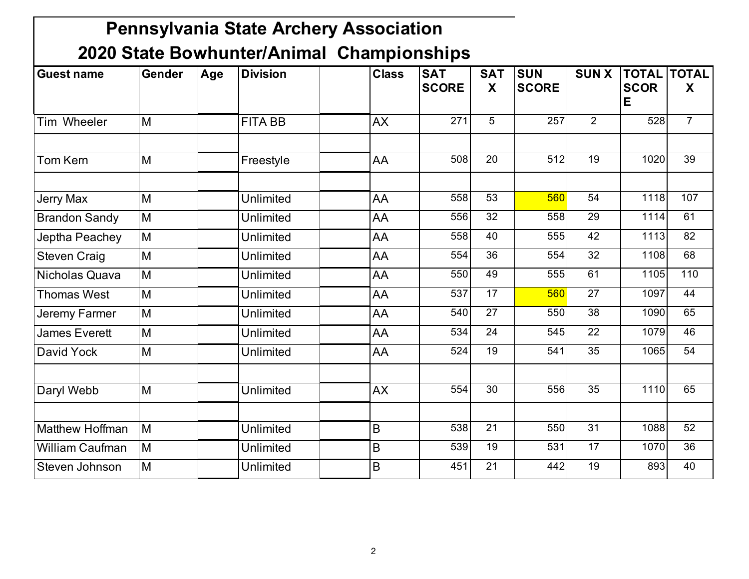# Pennsylvania State Archery Association
## 2020 State Bowhunter/Animal Championships

| Guest name | Gender | Age | Division | | Class | SAT SCORE | SAT X | SUN SCORE | SUN X | TOTAL SCORE | TOTAL X |
|---|---|---|---|---|---|---|---|---|---|---|---|
| Tim Wheeler | M | | FITA BB | | AX | 271 | 5 | 257 | 2 | 528 | 7 |
| | | | | | | | | | | | |
| Tom Kern | M | | Freestyle | | AA | 508 | 20 | 512 | 19 | 1020 | 39 |
| | | | | | | | | | | | |
| Jerry Max | M | | Unlimited | | AA | 558 | 53 | 560 | 54 | 1118 | 107 |
| Brandon Sandy | M | | Unlimited | | AA | 556 | 32 | 558 | 29 | 1114 | 61 |
| Jeptha Peachey | M | | Unlimited | | AA | 558 | 40 | 555 | 42 | 1113 | 82 |
| Steven Craig | M | | Unlimited | | AA | 554 | 36 | 554 | 32 | 1108 | 68 |
| Nicholas Quava | M | | Unlimited | | AA | 550 | 49 | 555 | 61 | 1105 | 110 |
| Thomas West | M | | Unlimited | | AA | 537 | 17 | 560 | 27 | 1097 | 44 |
| Jeremy Farmer | M | | Unlimited | | AA | 540 | 27 | 550 | 38 | 1090 | 65 |
| James Everett | M | | Unlimited | | AA | 534 | 24 | 545 | 22 | 1079 | 46 |
| David Yock | M | | Unlimited | | AA | 524 | 19 | 541 | 35 | 1065 | 54 |
| | | | | | | | | | | | |
| Daryl Webb | M | | Unlimited | | AX | 554 | 30 | 556 | 35 | 1110 | 65 |
| | | | | | | | | | | | |
| Matthew Hoffman | M | | Unlimited | | B | 538 | 21 | 550 | 31 | 1088 | 52 |
| William Caufman | M | | Unlimited | | B | 539 | 19 | 531 | 17 | 1070 | 36 |
| Steven Johnson | M | | Unlimited | | B | 451 | 21 | 442 | 19 | 893 | 40 |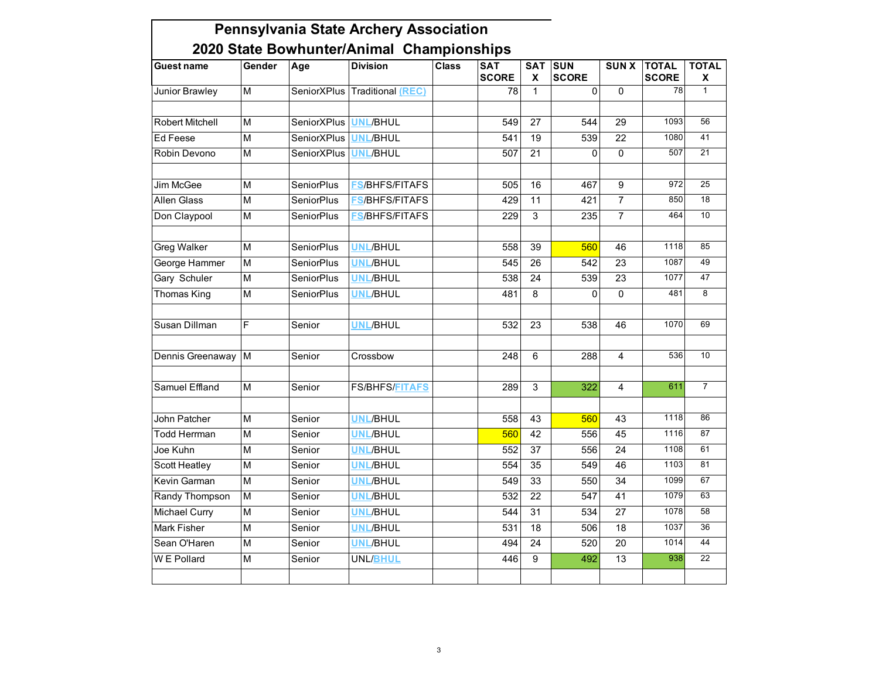# Pennsylvania State Archery Association

## 2020 State Bowhunter/Animal Championships

| Guest name | Gender | Age | Division | Class | SAT SCORE | SAT X | SUN SCORE | SUN X | TOTAL SCORE | TOTAL X |
|---|---|---|---|---|---|---|---|---|---|---|
| Junior Brawley | M | SeniorXPlus | Traditional (REC) | | 78 | 1 | 0 | 0 | 78 | 1 |
| | | | | | | | | | | |
| Robert Mitchell | M | SeniorXPlus | UNL/BHUL | | 549 | 27 | 544 | 29 | 1093 | 56 |
| Ed Feese | M | SeniorXPlus | UNL/BHUL | | 541 | 19 | 539 | 22 | 1080 | 41 |
| Robin Devono | M | SeniorXPlus | UNL/BHUL | | 507 | 21 | 0 | 0 | 507 | 21 |
| | | | | | | | | | | |
| Jim McGee | M | SeniorPlus | FS/BHFS/FITAFS | | 505 | 16 | 467 | 9 | 972 | 25 |
| Allen Glass | M | SeniorPlus | FS/BHFS/FITAFS | | 429 | 11 | 421 | 7 | 850 | 18 |
| Don Claypool | M | SeniorPlus | FS/BHFS/FITAFS | | 229 | 3 | 235 | 7 | 464 | 10 |
| | | | | | | | | | | |
| Greg Walker | M | SeniorPlus | UNL/BHUL | | 558 | 39 | 560 | 46 | 1118 | 85 |
| George Hammer | M | SeniorPlus | UNL/BHUL | | 545 | 26 | 542 | 23 | 1087 | 49 |
| Gary Schuler | M | SeniorPlus | UNL/BHUL | | 538 | 24 | 539 | 23 | 1077 | 47 |
| Thomas King | M | SeniorPlus | UNL/BHUL | | 481 | 8 | 0 | 0 | 481 | 8 |
| | | | | | | | | | | |
| Susan Dillman | F | Senior | UNL/BHUL | | 532 | 23 | 538 | 46 | 1070 | 69 |
| | | | | | | | | | | |
| Dennis Greenaway | M | Senior | Crossbow | | 248 | 6 | 288 | 4 | 536 | 10 |
| | | | | | | | | | | |
| Samuel Effland | M | Senior | FS/BHFS/FITAFS | | 289 | 3 | 322 | 4 | 611 | 7 |
| | | | | | | | | | | |
| John Patcher | M | Senior | UNL/BHUL | | 558 | 43 | 560 | 43 | 1118 | 86 |
| Todd Herrman | M | Senior | UNL/BHUL | | 560 | 42 | 556 | 45 | 1116 | 87 |
| Joe Kuhn | M | Senior | UNL/BHUL | | 552 | 37 | 556 | 24 | 1108 | 61 |
| Scott Heatley | M | Senior | UNL/BHUL | | 554 | 35 | 549 | 46 | 1103 | 81 |
| Kevin Garman | M | Senior | UNL/BHUL | | 549 | 33 | 550 | 34 | 1099 | 67 |
| Randy Thompson | M | Senior | UNL/BHUL | | 532 | 22 | 547 | 41 | 1079 | 63 |
| Michael Curry | M | Senior | UNL/BHUL | | 544 | 31 | 534 | 27 | 1078 | 58 |
| Mark Fisher | M | Senior | UNL/BHUL | | 531 | 18 | 506 | 18 | 1037 | 36 |
| Sean O'Haren | M | Senior | UNL/BHUL | | 494 | 24 | 520 | 20 | 1014 | 44 |
| W E Pollard | M | Senior | UNL/BHUL | | 446 | 9 | 492 | 13 | 938 | 22 |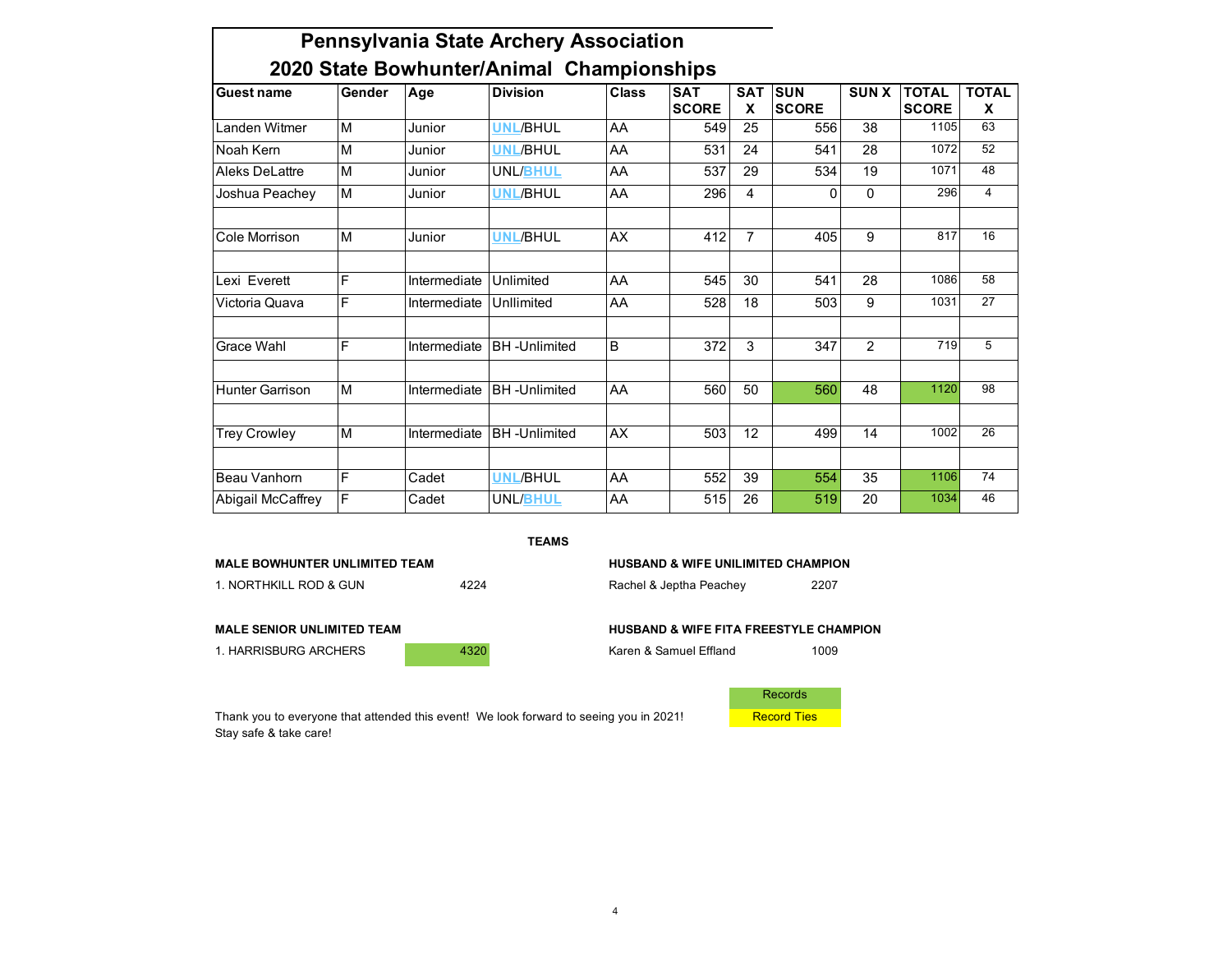# Pennsylvania State Archery Association

## 2020 State Bowhunter/Animal Championships

| Guest name | Gender | Age | Division | Class | SAT SCORE | SAT X | SUN SCORE | SUN X | TOTAL SCORE | TOTAL X |
|---|---|---|---|---|---|---|---|---|---|---|
| Landen Witmer | M | Junior | UNL/BHUL | AA | 549 | 25 | 556 | 38 | 1105 | 63 |
| Noah Kern | M | Junior | UNL/BHUL | AA | 531 | 24 | 541 | 28 | 1072 | 52 |
| Aleks DeLattre | M | Junior | UNL/BHUL | AA | 537 | 29 | 534 | 19 | 1071 | 48 |
| Joshua Peachey | M | Junior | UNL/BHUL | AA | 296 | 4 | 0 | 0 | 296 | 4 |
| | | | | | | | | | | |
| Cole Morrison | M | Junior | UNL/BHUL | AX | 412 | 7 | 405 | 9 | 817 | 16 |
| | | | | | | | | | | |
| Lexi Everett | F | Intermediate | Unlimited | AA | 545 | 30 | 541 | 28 | 1086 | 58 |
| Victoria Quava | F | Intermediate | Unllimited | AA | 528 | 18 | 503 | 9 | 1031 | 27 |
| | | | | | | | | | | |
| Grace Wahl | F | Intermediate | BH -Unlimited | B | 372 | 3 | 347 | 2 | 719 | 5 |
| | | | | | | | | | | |
| Hunter Garrison | M | Intermediate | BH -Unlimited | AA | 560 | 50 | 560 | 48 | 1120 | 98 |
| | | | | | | | | | | |
| Trey Crowley | M | Intermediate | BH -Unlimited | AX | 503 | 12 | 499 | 14 | 1002 | 26 |
| | | | | | | | | | | |
| Beau Vanhorn | F | Cadet | UNL/BHUL | AA | 552 | 39 | 554 | 35 | 1106 | 74 |
| Abigail McCaffrey | F | Cadet | UNL/BHUL | AA | 515 | 26 | 519 | 20 | 1034 | 46 |

### TEAMS

**MALE BOWHUNTER UNLIMITED TEAM**

1. NORTHKILL ROD & GUN 4224

**MALE SENIOR UNLIMITED TEAM**

1. HARRISBURG ARCHERS 4320

**HUSBAND & WIFE UNILIMITED CHAMPION**

Rachel & Jeptha Peachey 2207

**HUSBAND & WIFE FITA FREESTYLE CHAMPION**

Karen & Samuel Effland 1009

Records

Record Ties

Thank you to everyone that attended this event! We look forward to seeing you in 2021!
Stay safe & take care!